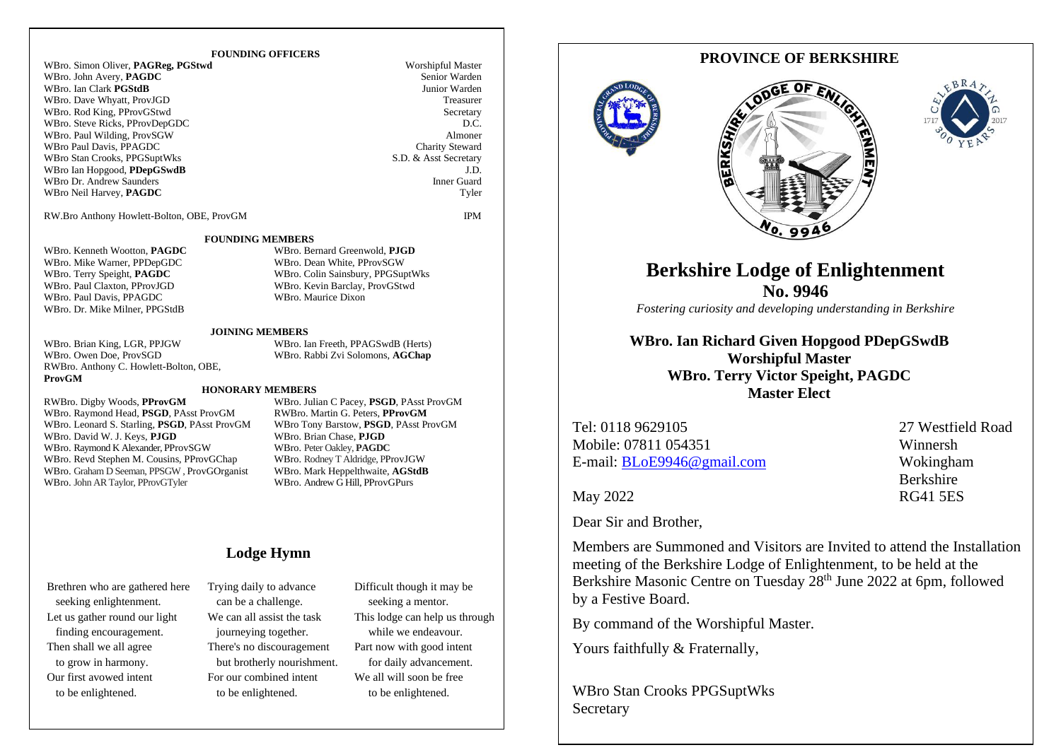## FOUNDING OFFICERS

| | |
|---|---|
| WBro. Simon Oliver, **PAGReg, PGStwd** | Worshipful Master |
| WBro. John Avery, **PAGDC** | Senior Warden |
| WBro. Ian Clark **PGStdB** | Junior Warden |
| WBro. Dave Whyatt, ProvJGD | Treasurer |
| WBro. Rod King, PProvGStwd | Secretary |
| WBro. Steve Ricks, PProvDepGDC | D.C. |
| WBro. Paul Wilding, ProvSGW | Almoner |
| WBro Paul Davis, PPAGDC | Charity Steward |
| WBro Stan Crooks, PPGSuptWks | S.D. & Asst Secretary |
| WBro Ian Hopgood, **PDepGSwdB** | J.D. |
| WBro Dr. Andrew Saunders | Inner Guard |
| WBro Neil Harvey, **PAGDC** | Tyler |
| RW.Bro Anthony Howlett-Bolton, OBE, ProvGM | IPM |

## FOUNDING MEMBERS

WBro. Kenneth Wootton, **PAGDC**
WBro. Mike Warner, PPDepGDC
WBro. Terry Speight, **PAGDC**
WBro. Paul Claxton, PProvJGD
WBro. Paul Davis, PPAGDC
WBro. Dr. Mike Milner, PPGStdB
WBro. Bernard Greenwold, **PJGD**
WBro. Dean White, PProvSGW
WBro. Colin Sainsbury, PPGSuptWks
WBro. Kevin Barclay, ProvGStwd
WBro. Maurice Dixon

## JOINING MEMBERS

WBro. Brian King, LGR, PPJGW
WBro. Owen Doe, ProvSGD
RWBro. Anthony C. Howlett-Bolton, OBE, **ProvGM**
WBro. Ian Freeth, PPAGSwdB (Herts)
WBro. Rabbi Zvi Solomons, **AGChap**

## HONORARY MEMBERS

RWBro. Digby Woods, **PProvGM**
WBro. Raymond Head, **PSGD**, PAsst ProvGM
WBro. Leonard S. Starling, **PSGD**, PAsst ProvGM
WBro. David W. J. Keys, **PJGD**
WBro. Raymond K Alexander, PProvSGW
WBro. Revd Stephen M. Cousins, PProvGChap
WBro. Graham D Seeman, PPSGW , ProvGOrganist
WBro. John AR Taylor, PProvGTyler
WBro. Julian C Pacey, **PSGD**, PAsst ProvGM
RWBro. Martin G. Peters, **PProvGM**
WBro Tony Barstow, **PSGD**, PAsst ProvGM
WBro. Brian Chase, **PJGD**
WBro. Peter Oakley, **PAGDC**
WBro. Rodney T Aldridge, PProvJGW
WBro. Mark Heppelthwaite, **AGStdB**
WBro. Andrew G Hill, PProvGPurs

## Lodge Hymn

Brethren who are gathered here
seeking enlightenment.
Let us gather round our light
finding encouragement.
Then shall we all agree
to grow in harmony.
Our first avowed intent
to be enlightened.

Trying daily to advance
can be a challenge.
We can all assist the task
journeying together.
There's no discouragement
but brotherly nourishment.
For our combined intent
to be enlightened.

Difficult though it may be
seeking a mentor.
This lodge can help us through
while we endeavour.
Part now with good intent
for daily advancement.
We all will soon be free
to be enlightened.

---

## PROVINCE OF BERKSHIRE

# Berkshire Lodge of Enlightenment
## No. 9946

*Fostering curiosity and developing understanding in Berkshire*

**WBro. Ian Richard Given Hopgood PDepGSwdB**
**Worshipful Master**
**WBro. Terry Victor Speight, PAGDC**
**Master Elect**

Tel: 0118 9629105
Mobile: 07811 054351
E-mail: BLoE9946@gmail.com

27 Westfield Road
Winnersh
Wokingham
Berkshire
RG41 5ES

May 2022

Dear Sir and Brother,

Members are Summoned and Visitors are Invited to attend the Installation meeting of the Berkshire Lodge of Enlightenment, to be held at the Berkshire Masonic Centre on Tuesday 28th June 2022 at 6pm, followed by a Festive Board.

By command of the Worshipful Master.

Yours faithfully & Fraternally,

WBro Stan Crooks PPGSuptWks
Secretary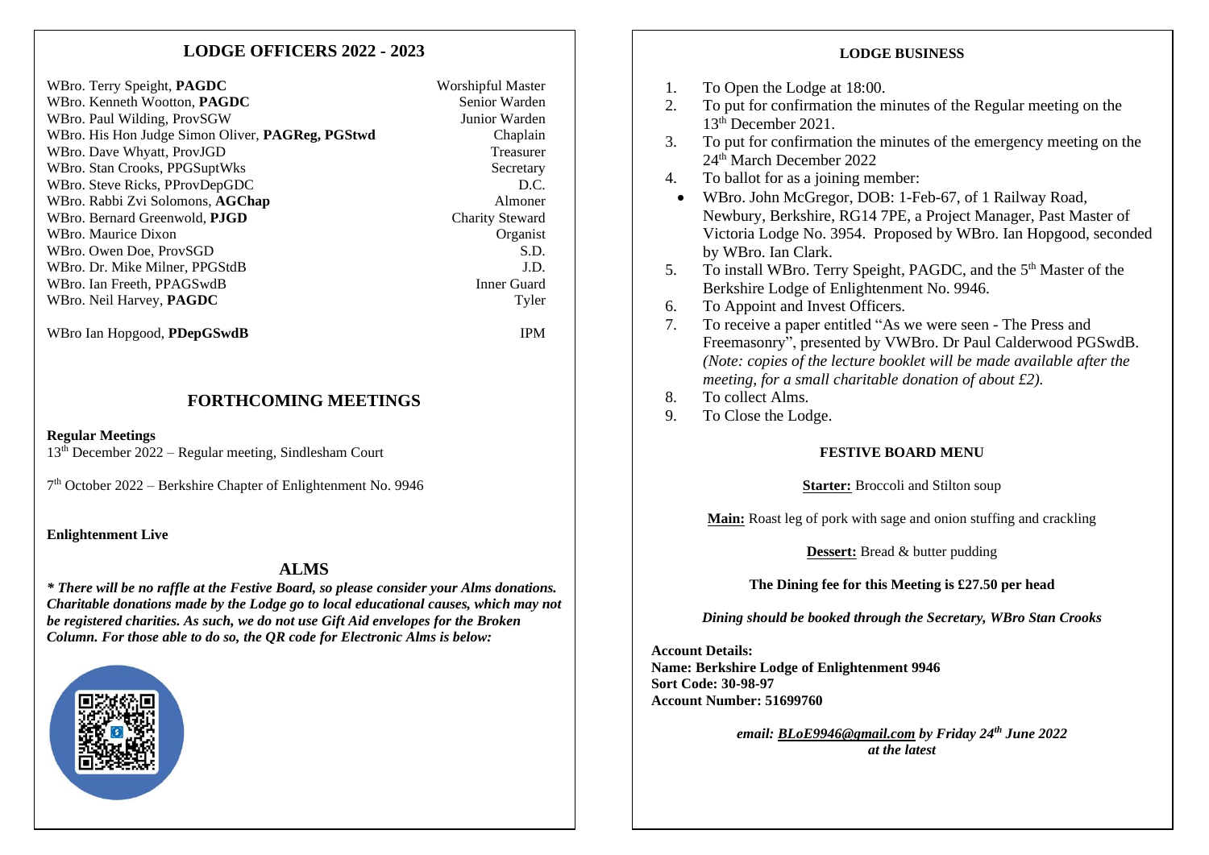## LODGE OFFICERS 2022 - 2023

| | |
|---|---|
| WBro. Terry Speight, **PAGDC** | Worshipful Master |
| WBro. Kenneth Wootton, **PAGDC** | Senior Warden |
| WBro. Paul Wilding, ProvSGW | Junior Warden |
| WBro. His Hon Judge Simon Oliver, **PAGReg, PGStwd** | Chaplain |
| WBro. Dave Whyatt, ProvJGD | Treasurer |
| WBro. Stan Crooks, PPGSuptWks | Secretary |
| WBro. Steve Ricks, PProvDepGDC | D.C. |
| WBro. Rabbi Zvi Solomons, **AGChap** | Almoner |
| WBro. Bernard Greenwold, **PJGD** | Charity Steward |
| WBro. Maurice Dixon | Organist |
| WBro. Owen Doe, ProvSGD | S.D. |
| WBro. Dr. Mike Milner, PPGStdB | J.D. |
| WBro. Ian Freeth, PPAGSwdB | Inner Guard |
| WBro. Neil Harvey, **PAGDC** | Tyler |
| WBro Ian Hopgood, **PDepGSwdB** | IPM |

## FORTHCOMING MEETINGS

**Regular Meetings**

13th December 2022 – Regular meeting, Sindlesham Court

7th October 2022 – Berkshire Chapter of Enlightenment No. 9946

**Enlightenment Live**

## ALMS

***\* There will be no raffle at the Festive Board, so please consider your Alms donations. Charitable donations made by the Lodge go to local educational causes, which may not be registered charities. As such, we do not use Gift Aid envelopes for the Broken Column. For those able to do so, the QR code for Electronic Alms is below:***

### LODGE BUSINESS

1. To Open the Lodge at 18:00.
2. To put for confirmation the minutes of the Regular meeting on the 13th December 2021.
3. To put for confirmation the minutes of the emergency meeting on the 24th March December 2022
4. To ballot for as a joining member:
   - WBro. John McGregor, DOB: 1-Feb-67, of 1 Railway Road, Newbury, Berkshire, RG14 7PE, a Project Manager, Past Master of Victoria Lodge No. 3954. Proposed by WBro. Ian Hopgood, seconded by WBro. Ian Clark.
5. To install WBro. Terry Speight, PAGDC, and the 5th Master of the Berkshire Lodge of Enlightenment No. 9946.
6. To Appoint and Invest Officers.
7. To receive a paper entitled "As we were seen - The Press and Freemasonry", presented by VWBro. Dr Paul Calderwood PGSwdB. *(Note: copies of the lecture booklet will be made available after the meeting, for a small charitable donation of about £2).*
8. To collect Alms.
9. To Close the Lodge.

### FESTIVE BOARD MENU

**Starter:** Broccoli and Stilton soup

**Main:** Roast leg of pork with sage and onion stuffing and crackling

**Dessert:** Bread & butter pudding

**The Dining fee for this Meeting is £27.50 per head**

*Dining should be booked through the Secretary, WBro Stan Crooks*

**Account Details:**
**Name: Berkshire Lodge of Enlightenment 9946**
**Sort Code: 30-98-97**
**Account Number: 51699760**

***email: BLoE9946@gmail.com by Friday 24th June 2022 at the latest***